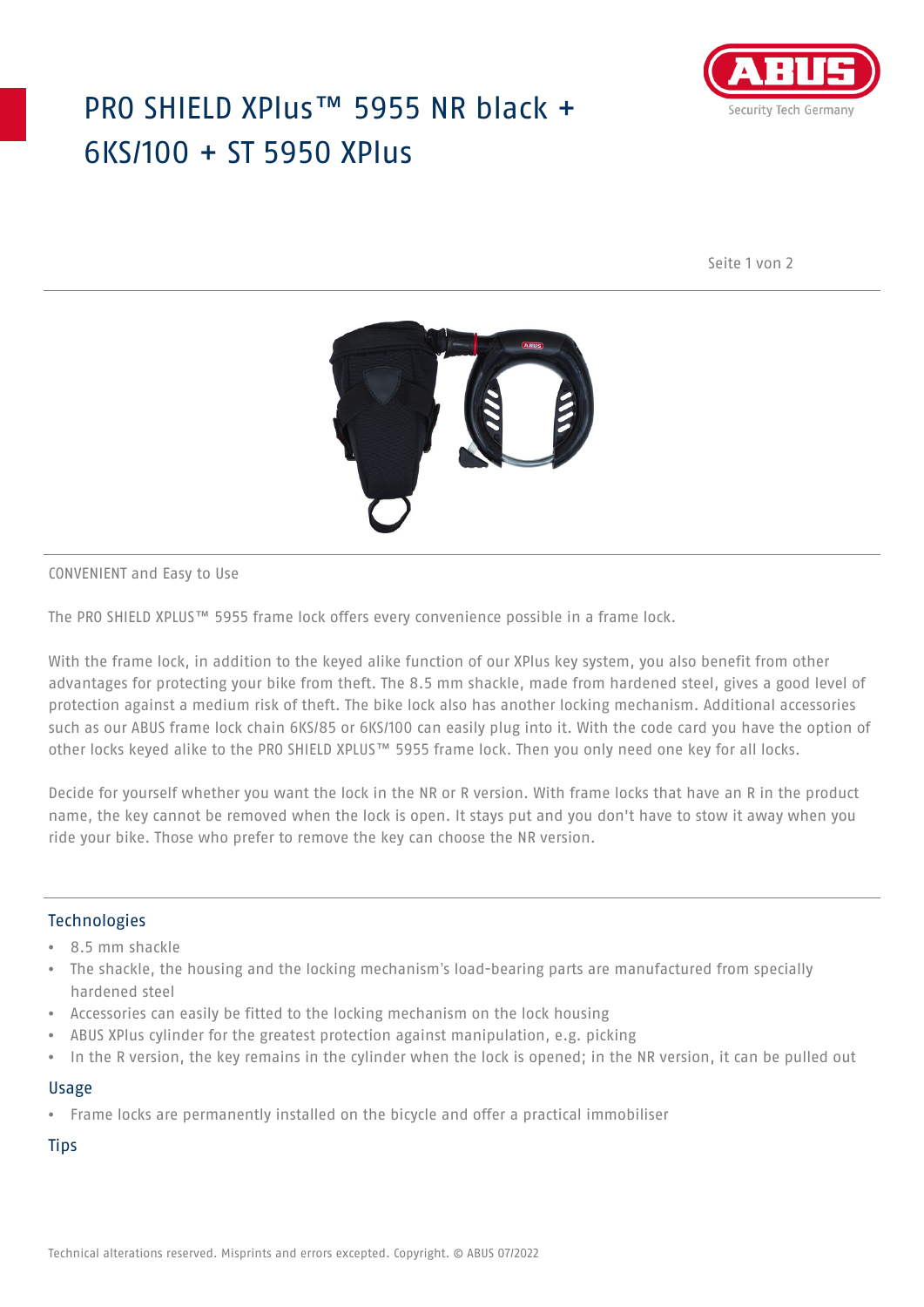# PRO SHIELD XPlus™ 5955 NR black + 6KS/100 + ST 5950 XPlus

CONVENIENT and Easy to Use

The PRO SHIELD XPLUS™ 5955 frame lock offers every convenience possible in a frame lock.

With the frame lock, in addition to the keyed alike function of our XPlus key system, you also benefit from other advantages for protecting your bike from theft. The 8.5 mm shackle, made from hardened steel, gives a good level of protection against a medium risk of theft. The bike lock also has another locking mechanism. Additional accessories such as our ABUS frame lock chain 6KS/85 or 6KS/100 can easily plug into it. With the code card you have the option of other locks keyed alike to the PRO SHIELD XPLUS™ 5955 frame lock. Then you only need one key for all locks.

Decide for yourself whether you want the lock in the NR or R version. With frame locks that have an R in the product name, the key cannot be removed when the lock is open. It stays put and you don't have to stow it away when you ride your bike. Those who prefer to remove the key can choose the NR version.

## Technologies

- 8.5 mm shackle
- The shackle, the housing and the locking mechanism's load-bearing parts are manufactured from specially hardened steel
- Accessories can easily be fitted to the locking mechanism on the lock housing
- ABUS XPlus cylinder for the greatest protection against manipulation, e.g. picking
- In the R version, the key remains in the cylinder when the lock is opened; in the NR version, it can be pulled out

## Usage

- Frame locks are permanently installed on the bicycle and offer a practical immobiliser

## Tips

Technical alterations reserved. Misprints and errors excepted. Copyright. © ABUS 07/2022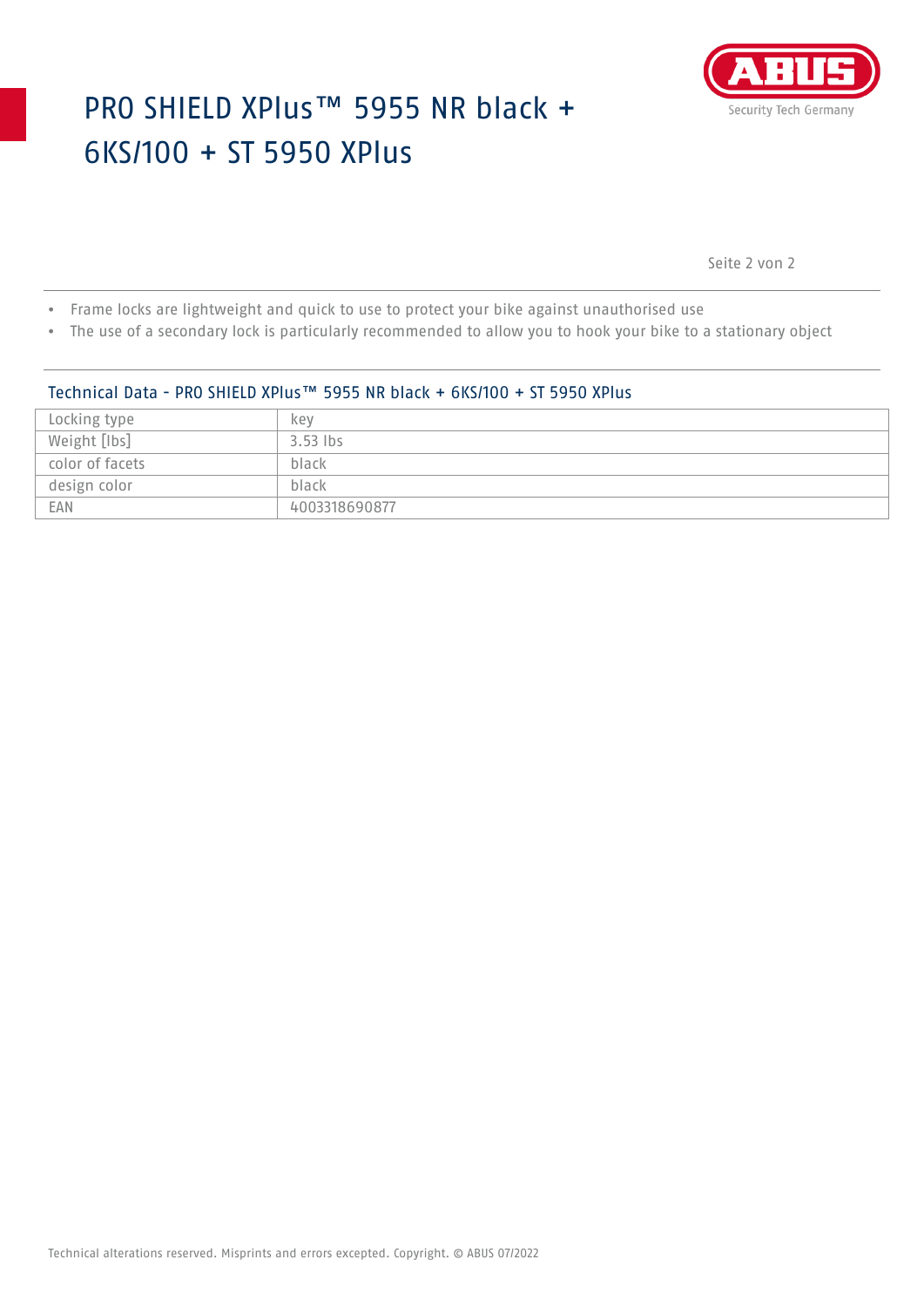# PRO SHIELD XPlus™ 5955 NR black + 6KS/100 + ST 5950 XPlus

- Frame locks are lightweight and quick to use to protect your bike against unauthorised use
- The use of a secondary lock is particularly recommended to allow you to hook your bike to a stationary object

## Technical Data - PRO SHIELD XPlus™ 5955 NR black + 6KS/100 + ST 5950 XPlus

| | |
|---|---|
| Locking type | key |
| Weight [lbs] | 3.53 lbs |
| color of facets | black |
| design color | black |
| EAN | 4003318690877 |

Technical alterations reserved. Misprints and errors excepted. Copyright. © ABUS 07/2022